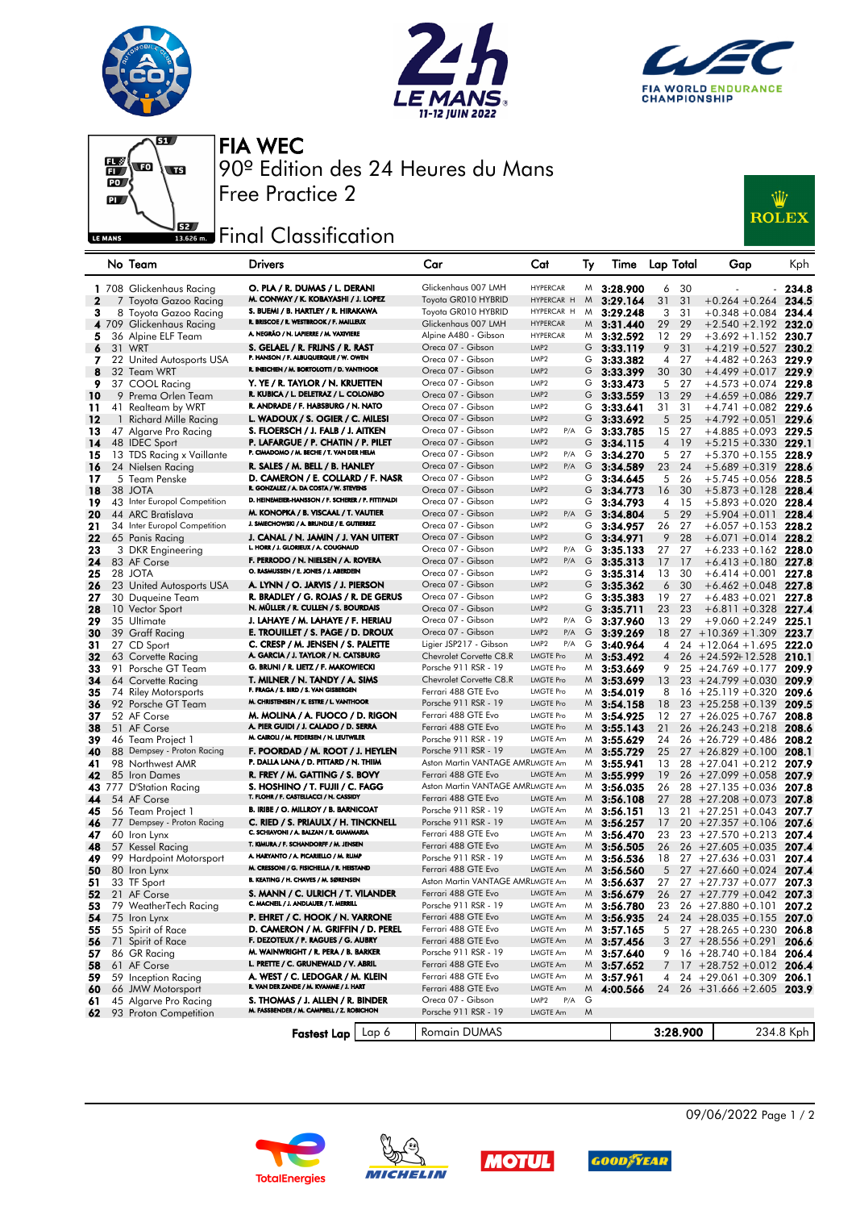# FIA WEC

## 90º Edition des 24 Heures du Mans

## Free Practice 2

## Final Classification

| | No | Team | Drivers | Car | Cat | | Ty | Time | Lap | Total | Gap | | Kph |
|---|---|---|---|---|---|---|---|---|---|---|---|---|---|
| 1 | 708 | Glickenhaus Racing | O. PLA / R. DUMAS / L. DERANI | Glickenhaus 007 LMH | HYPERCAR | | M | 3:28.900 | 6 | 30 | - | - | 234.8 |
| 2 | 7 | Toyota Gazoo Racing | M. CONWAY / K. KOBAYASHI / J. LOPEZ | Toyota GR010 HYBRID | HYPERCAR | H | M | 3:29.164 | 31 | 31 | +0.264 | +0.264 | 234.5 |
| 3 | 8 | Toyota Gazoo Racing | S. BUEMI / B. HARTLEY / R. HIRAKAWA | Toyota GR010 HYBRID | HYPERCAR | H | M | 3:29.248 | 3 | 31 | +0.348 | +0.084 | 234.4 |
| 4 | 709 | Glickenhaus Racing | R. BRISCOE / R. WESTBROOK / F. MAILLEUX | Glickenhaus 007 LMH | HYPERCAR | | M | 3:31.440 | 29 | 29 | +2.540 | +2.192 | 232.0 |
| 5 | 36 | Alpine ELF Team | A. NEGRÃO / N. LAPIERRE / M. VAXIVIERE | Alpine A480 - Gibson | HYPERCAR | | M | 3:32.592 | 12 | 29 | +3.692 | +1.152 | 230.7 |
| 6 | 31 | WRT | S. GELAEL / R. FRIJNS / R. RAST | Oreca 07 - Gibson | LMP2 | | G | 3:33.119 | 9 | 31 | +4.219 | +0.527 | 230.2 |
| 7 | 22 | United Autosports USA | P. HANSON / F. ALBUQUERQUE / W. OWEN | Oreca 07 - Gibson | LMP2 | | G | 3:33.382 | 4 | 27 | +4.482 | +0.263 | 229.9 |
| 8 | 32 | Team WRT | R. INEICHEN / M. BORTOLOTTI / D. VANTHOOR | Oreca 07 - Gibson | LMP2 | | G | 3:33.399 | 30 | 30 | +4.499 | +0.017 | 229.9 |
| 9 | 37 | COOL Racing | Y. YE / R. TAYLOR / N. KRUETTEN | Oreca 07 - Gibson | LMP2 | | G | 3:33.473 | 5 | 27 | +4.573 | +0.074 | 229.8 |
| 10 | 9 | Prema Orlen Team | R. KUBICA / L. DELETRAZ / L. COLOMBO | Oreca 07 - Gibson | LMP2 | | G | 3:33.559 | 13 | 29 | +4.659 | +0.086 | 229.7 |
| 11 | 41 | Realteam by WRT | R. ANDRADE / F. HABSBURG / N. NATO | Oreca 07 - Gibson | LMP2 | | G | 3:33.641 | 31 | 31 | +4.741 | +0.082 | 229.6 |
| 12 | 1 | Richard Mille Racing | L. WADOUX / S. OGIER / C. MILESI | Oreca 07 - Gibson | LMP2 | | G | 3:33.692 | 5 | 25 | +4.792 | +0.051 | 229.6 |
| 13 | 47 | Algarve Pro Racing | S. FLOERSCH / J. FALB / J. AITKEN | Oreca 07 - Gibson | LMP2 | P/A | G | 3:33.785 | 15 | 27 | +4.885 | +0.093 | 229.5 |
| 14 | 48 | IDEC Sport | P. LAFARGUE / P. CHATIN / P. PILET | Oreca 07 - Gibson | LMP2 | | G | 3:34.115 | 4 | 19 | +5.215 | +0.330 | 229.1 |
| 15 | 13 | TDS Racing x Vaillante | P. CIMADOMO / M. BECHE / T. VAN DER HELM | Oreca 07 - Gibson | LMP2 | P/A | G | 3:34.270 | 5 | 27 | +5.370 | +0.155 | 228.9 |
| 16 | 24 | Nielsen Racing | R. SALES / M. BELL / B. HANLEY | Oreca 07 - Gibson | LMP2 | P/A | G | 3:34.589 | 23 | 24 | +5.689 | +0.319 | 228.6 |
| 17 | 5 | Team Penske | D. CAMERON / E. COLLARD / F. NASR | Oreca 07 - Gibson | LMP2 | | G | 3:34.645 | 5 | 26 | +5.745 | +0.056 | 228.5 |
| 18 | 38 | JOTA | R. GONZALEZ / A. DA COSTA / W. STEVENS | Oreca 07 - Gibson | LMP2 | | G | 3:34.773 | 16 | 30 | +5.873 | +0.128 | 228.4 |
| 19 | 43 | Inter Europol Competition | D. HEINEMEIER-HANSSON / F. SCHERER / P. FITTIPALDI | Oreca 07 - Gibson | LMP2 | | G | 3:34.793 | 4 | 15 | +5.893 | +0.020 | 228.4 |
| 20 | 44 | ARC Bratislava | M. KONOPKA / B. VISCAAL / T. VAUTIER | Oreca 07 - Gibson | LMP2 | P/A | G | 3:34.804 | 5 | 29 | +5.904 | +0.011 | 228.4 |
| 21 | 34 | Inter Europol Competition | J. SMIECHOWSKI / A. BRUNDLE / E. GUTIERREZ | Oreca 07 - Gibson | LMP2 | | G | 3:34.957 | 26 | 27 | +6.057 | +0.153 | 228.2 |
| 22 | 65 | Panis Racing | J. CANAL / N. JAMIN / J. VAN UITERT | Oreca 07 - Gibson | LMP2 | | G | 3:34.971 | 9 | 28 | +6.071 | +0.014 | 228.2 |
| 23 | 3 | DKR Engineering | L. HORR / J. GLORIEUX / A. COUGNAUD | Oreca 07 - Gibson | LMP2 | P/A | G | 3:35.133 | 27 | 27 | +6.233 | +0.162 | 228.0 |
| 24 | 83 | AF Corse | F. PERRODO / N. NIELSEN / A. ROVERA | Oreca 07 - Gibson | LMP2 | P/A | G | 3:35.313 | 17 | 17 | +6.413 | +0.180 | 227.8 |
| 25 | 28 | JOTA | O. RASMUSSEN / E. JONES / J. ABERDEIN | Oreca 07 - Gibson | LMP2 | | G | 3:35.314 | 13 | 30 | +6.414 | +0.001 | 227.8 |
| 26 | 23 | United Autosports USA | A. LYNN / O. JARVIS / J. PIERSON | Oreca 07 - Gibson | LMP2 | | G | 3:35.362 | 6 | 30 | +6.462 | +0.048 | 227.8 |
| 27 | 30 | Duqueine Team | R. BRADLEY / G. ROJAS / R. DE GERUS | Oreca 07 - Gibson | LMP2 | | G | 3:35.383 | 19 | 27 | +6.483 | +0.021 | 227.8 |
| 28 | 10 | Vector Sport | N. MÜLLER / R. CULLEN / S. BOURDAIS | Oreca 07 - Gibson | LMP2 | | G | 3:35.711 | 23 | 23 | +6.811 | +0.328 | 227.4 |
| 29 | 35 | Ultimate | J. LAHAYE / M. LAHAYE / F. HERIAU | Oreca 07 - Gibson | LMP2 | P/A | G | 3:37.960 | 13 | 29 | +9.060 | +2.249 | 225.1 |
| 30 | 39 | Graff Racing | E. TROUILLET / S. PAGE / D. DROUX | Oreca 07 - Gibson | LMP2 | P/A | G | 3:39.269 | 18 | 27 | +10.369 | +1.309 | 223.7 |
| 31 | 27 | CD Sport | C. CRESP / M. JENSEN / S. PALETTE | Ligier JSP217 - Gibson | LMP2 | P/A | G | 3:40.964 | 4 | 24 | +12.064 | +1.695 | 222.0 |
| 32 | 63 | Corvette Racing | A. GARCIA / J. TAYLOR / N. CATSBURG | Chevrolet Corvette C8.R | LMGTE Pro | | M | 3:53.492 | 4 | 26 | +24.592 | +12.528 | 210.1 |
| 33 | 91 | Porsche GT Team | G. BRUNI / R. LIETZ / F. MAKOWIECKI | Porsche 911 RSR - 19 | LMGTE Pro | | M | 3:53.669 | 9 | 25 | +24.769 | +0.177 | 209.9 |
| 34 | 64 | Corvette Racing | T. MILNER / N. TANDY / A. SIMS | Chevrolet Corvette C8.R | LMGTE Pro | | M | 3:53.699 | 13 | 23 | +24.799 | +0.030 | 209.9 |
| 35 | 74 | Riley Motorsports | F. FRAGA / S. BIRD / S. VAN GISBERGEN | Ferrari 488 GTE Evo | LMGTE Pro | | M | 3:54.019 | 8 | 16 | +25.119 | +0.320 | 209.6 |
| 36 | 92 | Porsche GT Team | M. CHRISTENSEN / K. ESTRE / L. VANTHOOR | Porsche 911 RSR - 19 | LMGTE Pro | | M | 3:54.158 | 18 | 23 | +25.258 | +0.139 | 209.5 |
| 37 | 52 | AF Corse | M. MOLINA / A. FUOCO / D. RIGON | Ferrari 488 GTE Evo | LMGTE Pro | | M | 3:54.925 | 12 | 27 | +26.025 | +0.767 | 208.8 |
| 38 | 51 | AF Corse | A. PIER GUIDI / J. CALADO / D. SERRA | Ferrari 488 GTE Evo | LMGTE Pro | | M | 3:55.143 | 21 | 26 | +26.243 | +0.218 | 208.6 |
| 39 | 46 | Team Project 1 | M. CAIROLI / M. PEDERSEN / N. LEUTWILER | Porsche 911 RSR - 19 | LMGTE Am | | M | 3:55.629 | 24 | 26 | +26.729 | +0.486 | 208.2 |
| 40 | 88 | Dempsey - Proton Racing | F. POORDAD / M. ROOT / J. HEYLEN | Porsche 911 RSR - 19 | LMGTE Am | | M | 3:55.729 | 25 | 27 | +26.829 | +0.100 | 208.1 |
| 41 | 98 | Northwest AMR | P. DALLA LANA / D. PITTARD / N. THIIM | Aston Martin VANTAGE AMR | LMGTE Am | | M | 3:55.941 | 13 | 28 | +27.041 | +0.212 | 207.9 |
| 42 | 85 | Iron Dames | R. FREY / M. GATTING / S. BOVY | Ferrari 488 GTE Evo | LMGTE Am | | M | 3:55.999 | 19 | 26 | +27.099 | +0.058 | 207.9 |
| 43 | 777 | D'Station Racing | S. HOSHINO / T. FUJII / C. FAGG | Aston Martin VANTAGE AMR | LMGTE Am | | M | 3:56.035 | 26 | 28 | +27.135 | +0.036 | 207.8 |
| 44 | 54 | AF Corse | T. FLOHR / F. CASTELLACCI / N. CASSIDY | Ferrari 488 GTE Evo | LMGTE Am | | M | 3:56.108 | 27 | 28 | +27.208 | +0.073 | 207.8 |
| 45 | 56 | Team Project 1 | B. IRIBE / O. MILLROY / B. BARNICOAT | Porsche 911 RSR - 19 | LMGTE Am | | M | 3:56.151 | 13 | 21 | +27.251 | +0.043 | 207.7 |
| 46 | 77 | Dempsey - Proton Racing | C. RIED / S. PRIAULX / H. TINCKNELL | Porsche 911 RSR - 19 | LMGTE Am | | M | 3:56.257 | 17 | 20 | +27.357 | +0.106 | 207.6 |
| 47 | 60 | Iron Lynx | C. SCHIAVONI / A. BALZAN / R. GIAMMARIA | Ferrari 488 GTE Evo | LMGTE Am | | M | 3:56.470 | 23 | 23 | +27.570 | +0.213 | 207.4 |
| 48 | 57 | Kessel Racing | T. KIMURA / F. SCHANDORFF / M. JENSEN | Ferrari 488 GTE Evo | LMGTE Am | | M | 3:56.505 | 26 | 26 | +27.605 | +0.035 | 207.4 |
| 49 | 99 | Hardpoint Motorsport | A. HARYANTO / A. PICARIELLO / M. RUMP | Porsche 911 RSR - 19 | LMGTE Am | | M | 3:56.536 | 18 | 27 | +27.636 | +0.031 | 207.4 |
| 50 | 80 | Iron Lynx | M. CRESSONI / G. FISICHELLA / R. HEISTAND | Ferrari 488 GTE Evo | LMGTE Am | | M | 3:56.560 | 5 | 27 | +27.660 | +0.024 | 207.4 |
| 51 | 33 | TF Sport | B. KEATING / H. CHAVES / M. SØRENSEN | Aston Martin VANTAGE AMR | LMGTE Am | | M | 3:56.637 | 27 | 27 | +27.737 | +0.077 | 207.3 |
| 52 | 21 | AF Corse | S. MANN / C. ULRICH / T. VILANDER | Ferrari 488 GTE Evo | LMGTE Am | | M | 3:56.679 | 26 | 27 | +27.779 | +0.042 | 207.3 |
| 53 | 79 | WeatherTech Racing | C. MACNEIL / J. ANDLAUER / T. MERRILL | Porsche 911 RSR - 19 | LMGTE Am | | M | 3:56.780 | 23 | 26 | +27.880 | +0.101 | 207.2 |
| 54 | 75 | Iron Lynx | P. EHRET / C. HOOK / N. VARRONE | Ferrari 488 GTE Evo | LMGTE Am | | M | 3:56.935 | 24 | 24 | +28.035 | +0.155 | 207.0 |
| 55 | 55 | Spirit of Race | D. CAMERON / M. GRIFFIN / D. PEREL | Ferrari 488 GTE Evo | LMGTE Am | | M | 3:57.165 | 5 | 27 | +28.265 | +0.230 | 206.8 |
| 56 | 71 | Spirit of Race | F. DEZOTEUX / P. RAGUES / G. AUBRY | Ferrari 488 GTE Evo | LMGTE Am | | M | 3:57.456 | 3 | 27 | +28.556 | +0.291 | 206.6 |
| 57 | 86 | GR Racing | M. WAINWRIGHT / R. PERA / B. BARKER | Porsche 911 RSR - 19 | LMGTE Am | | M | 3:57.640 | 9 | 16 | +28.740 | +0.184 | 206.4 |
| 58 | 61 | AF Corse | L. PRETTE / C. GRUNEWALD / V. ABRIL | Ferrari 488 GTE Evo | LMGTE Am | | M | 3:57.652 | 7 | 17 | +28.752 | +0.012 | 206.4 |
| 59 | 59 | Inception Racing | A. WEST / C. LEDOGAR / M. KLEIN | Ferrari 488 GTE Evo | LMGTE Am | | M | 3:57.961 | 4 | 24 | +29.061 | +0.309 | 206.1 |
| 60 | 66 | JMW Motorsport | R. VAN DER ZANDE / M. KVAMME / J. HART | Ferrari 488 GTE Evo | LMGTE Am | | M | 4:00.566 | 24 | 26 | +31.666 | +2.605 | 203.9 |
| 61 | 45 | Algarve Pro Racing | S. THOMAS / J. ALLEN / R. BINDER | Oreca 07 - Gibson | LMP2 | P/A | G | | | | | | |
| 62 | 93 | Proton Competition | M. FASSBENDER / M. CAMPBELL / Z. ROBICHON | Porsche 911 RSR - 19 | LMGTE Am | | M | | | | | | |

| Fastest Lap | Lap 6 | Romain DUMAS | 3:28.900 | 234.8 Kph |
|---|---|---|---|---|

09/06/2022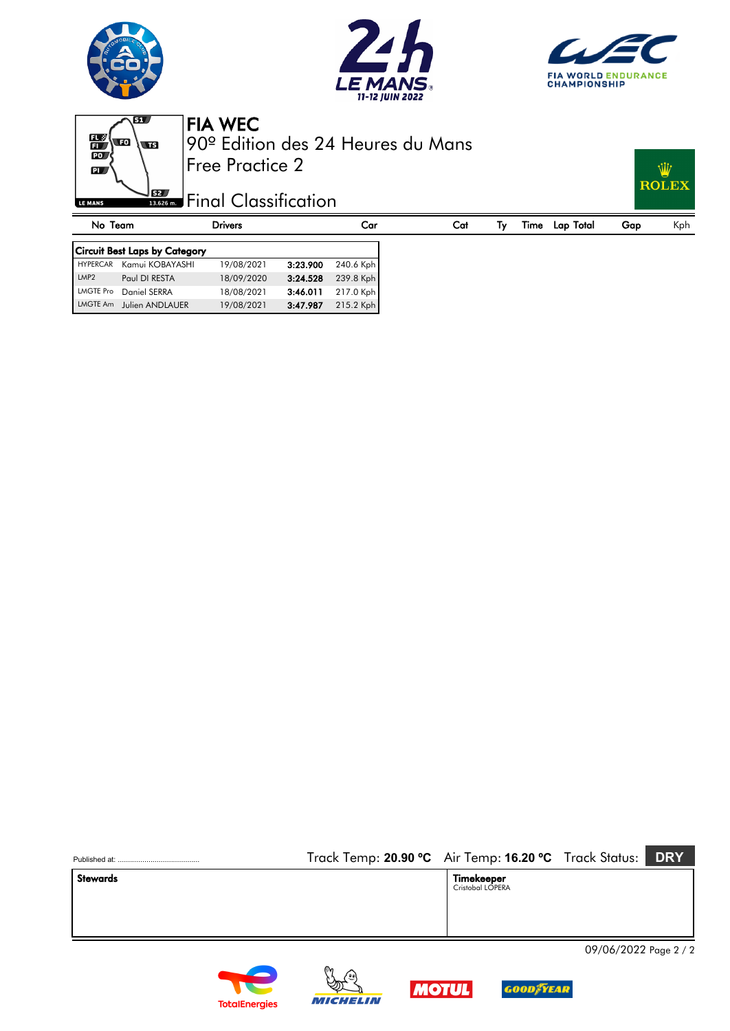# FIA WEC

## 90º Edition des 24 Heures du Mans

## Free Practice 2

## Final Classification

| No | Team | Drivers | Car | Cat | Ty | Time | Lap Total | Gap | Kph |
|---|---|---|---|---|---|---|---|---|---|

**Circuit Best Laps by Category**

| | | | | |
|---|---|---|---|---|
| HYPERCAR | Kamui KOBAYASHI | 19/08/2021 | **3:23.900** | 240.6 Kph |
| LMP2 | Paul DI RESTA | 18/09/2020 | **3:24.528** | 239.8 Kph |
| LMGTE Pro | Daniel SERRA | 18/08/2021 | **3:46.011** | 217.0 Kph |
| LMGTE Am | Julien ANDLAUER | 19/08/2021 | **3:47.987** | 215.2 Kph |

Published at: ........................................

Track Temp: **20.90 ºC** Air Temp: **16.20 ºC** Track Status: **DRY**

**Stewards**

**Timekeeper**
Cristobal LOPERA

09/06/2022